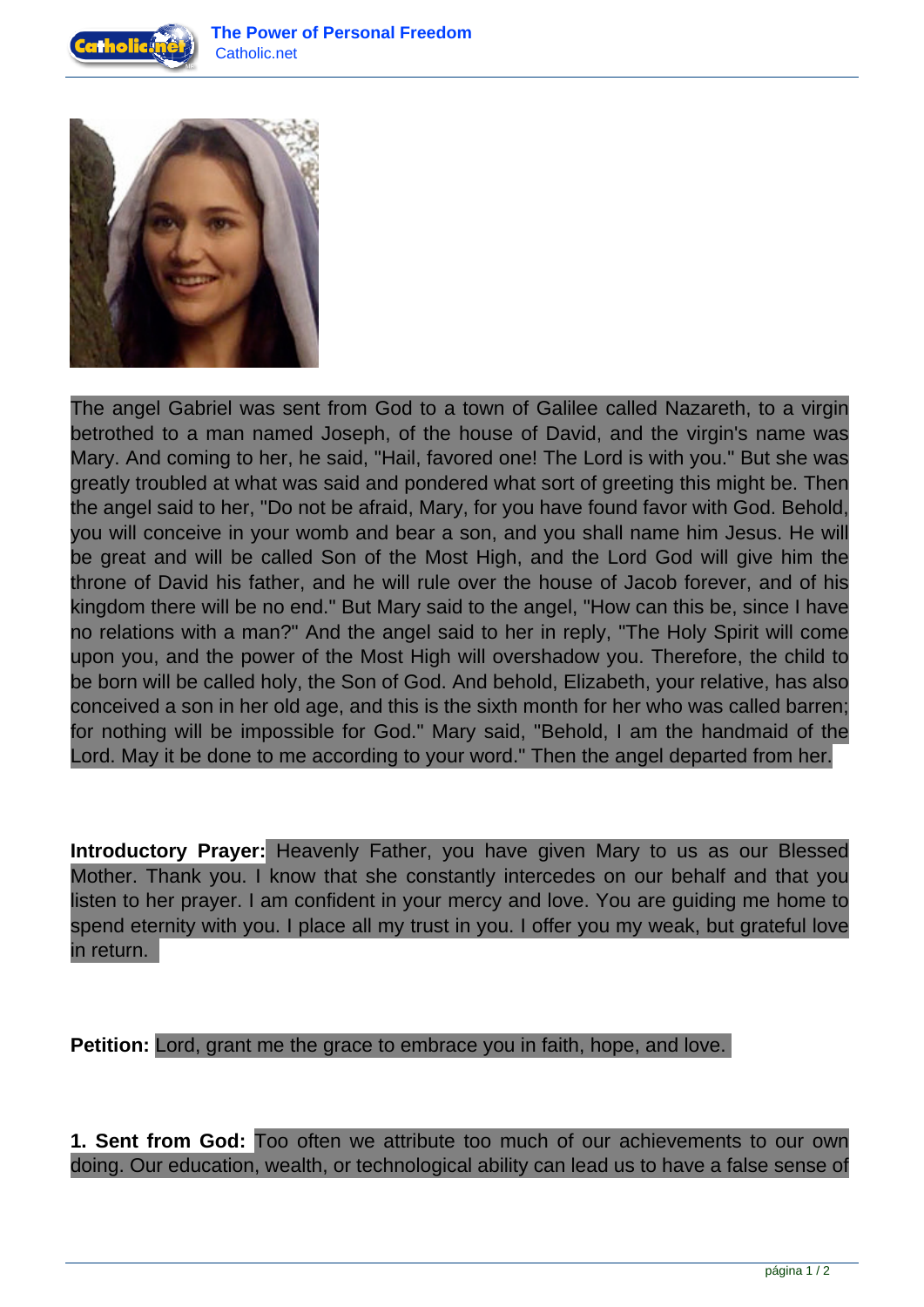The angel Gabriel was sent from God to a town of Galilee called Nazareth, to a virgin betrothed to a man named Joseph, of the house of David, and the virgin's name was Mary. And coming to her, he said, "Hail, favored one! The Lord is with you." But she was greatly troubled at what was said and pondered what sort of greeting this might be. Then the angel said to her, "Do not be afraid, Mary, for you have found favor with God. Behold, you will conceive in your womb and bear a son, and you shall name him Jesus. He will be great and will be called Son of the Most High, and the Lord God will give him the throne of David his father, and he will rule over the house of Jacob forever, and of his kingdom there will be no end." But Mary said to the angel, "How can this be, since I have no relations with a man?" And the angel said to her in reply, "The Holy Spirit will come upon you, and the power of the Most High will overshadow you. Therefore, the child to be born will be called holy, the Son of God. And behold, Elizabeth, your relative, has also conceived a son in her old age, and this is the sixth month for her who was called barren; for nothing will be impossible for God." Mary said, "Behold, I am the handmaid of the Lord. May it be done to me according to your word." Then the angel departed from her.

**Introductory Prayer:** Heavenly Father, you have given Mary to us as our Blessed Mother. Thank you. I know that she constantly intercedes on our behalf and that you listen to her prayer. I am confident in your mercy and love. You are guiding me home to spend eternity with you. I place all my trust in you. I offer you my weak, but grateful love in return.

**Petition:** Lord, grant me the grace to embrace you in faith, hope, and love.

**1. Sent from God:** Too often we attribute too much of our achievements to our own doing. Our education, wealth, or technological ability can lead us to have a false sense of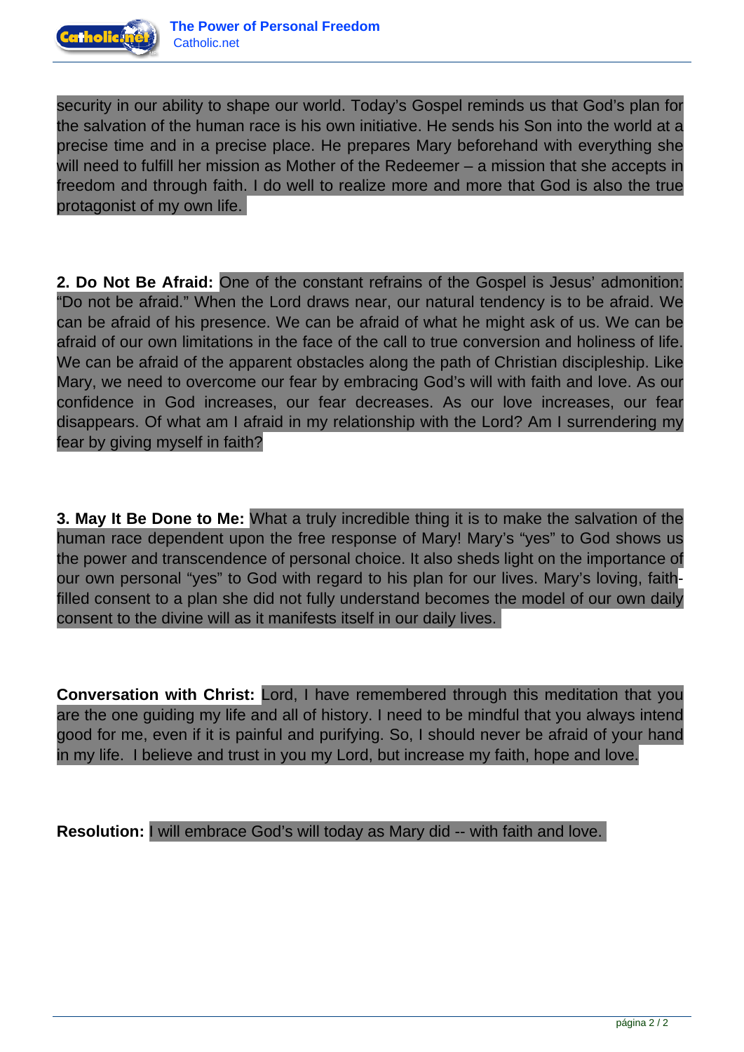security in our ability to shape our world. Today's Gospel reminds us that God's plan for the salvation of the human race is his own initiative. He sends his Son into the world at a precise time and in a precise place. He prepares Mary beforehand with everything she will need to fulfill her mission as Mother of the Redeemer – a mission that she accepts in freedom and through faith. I do well to realize more and more that God is also the true protagonist of my own life.

**2. Do Not Be Afraid:** One of the constant refrains of the Gospel is Jesus' admonition: "Do not be afraid." When the Lord draws near, our natural tendency is to be afraid. We can be afraid of his presence. We can be afraid of what he might ask of us. We can be afraid of our own limitations in the face of the call to true conversion and holiness of life. We can be afraid of the apparent obstacles along the path of Christian discipleship. Like Mary, we need to overcome our fear by embracing God's will with faith and love. As our confidence in God increases, our fear decreases. As our love increases, our fear disappears. Of what am I afraid in my relationship with the Lord? Am I surrendering my fear by giving myself in faith?

**3. May It Be Done to Me:** What a truly incredible thing it is to make the salvation of the human race dependent upon the free response of Mary! Mary's "yes" to God shows us the power and transcendence of personal choice. It also sheds light on the importance of our own personal "yes" to God with regard to his plan for our lives. Mary's loving, faith-filled consent to a plan she did not fully understand becomes the model of our own daily consent to the divine will as it manifests itself in our daily lives.

**Conversation with Christ:** Lord, I have remembered through this meditation that you are the one guiding my life and all of history. I need to be mindful that you always intend good for me, even if it is painful and purifying. So, I should never be afraid of your hand in my life. I believe and trust in you my Lord, but increase my faith, hope and love.

**Resolution:** I will embrace God's will today as Mary did -- with faith and love.